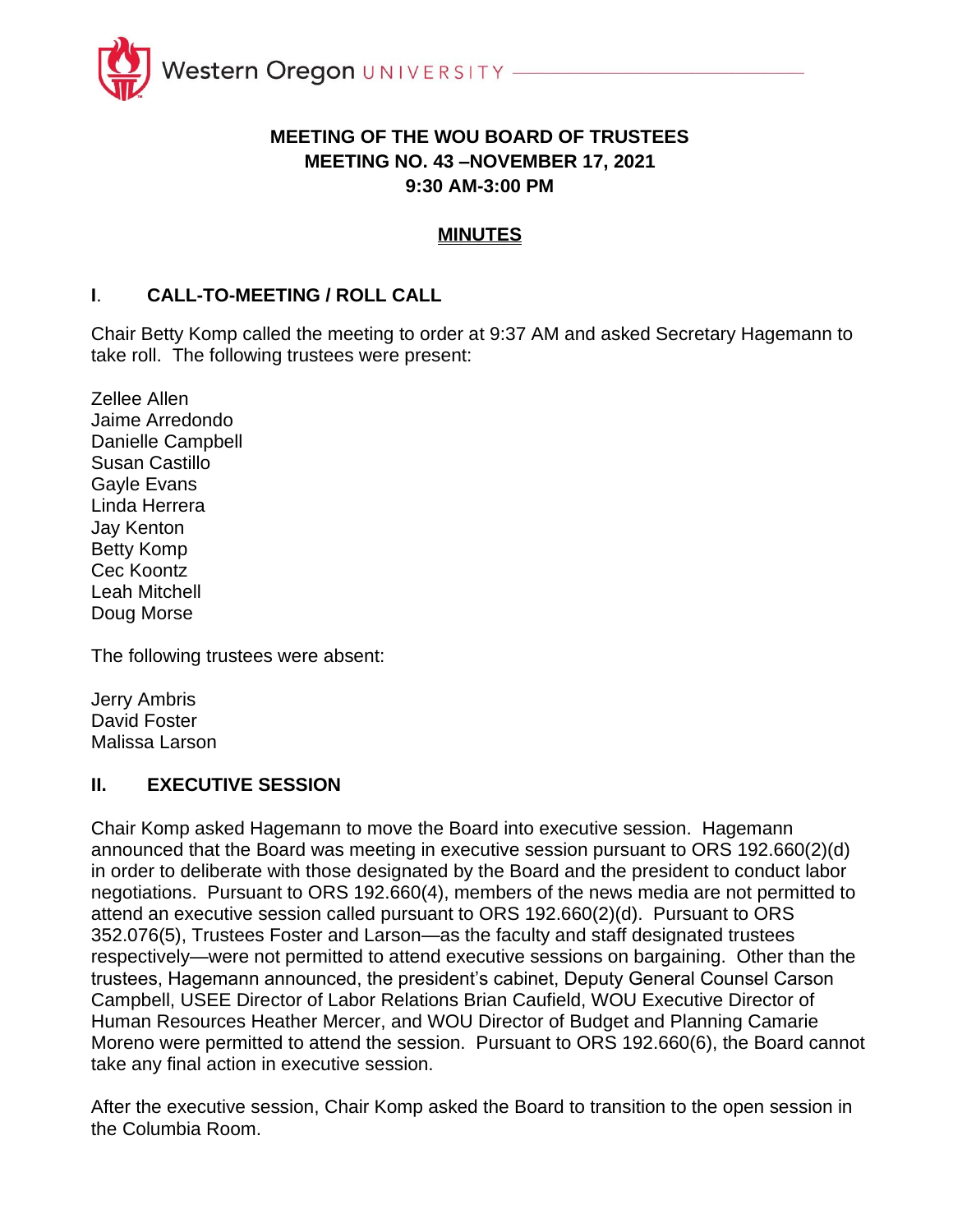# MEETING OF THE WOU BOARD OF TRUSTEES
## MEETING NO. 43 –NOVEMBER 17, 2021
## 9:30 AM-3:00 PM

## MINUTES

### I. CALL-TO-MEETING / ROLL CALL

Chair Betty Komp called the meeting to order at 9:37 AM and asked Secretary Hagemann to take roll. The following trustees were present:

Zellee Allen
Jaime Arredondo
Danielle Campbell
Susan Castillo
Gayle Evans
Linda Herrera
Jay Kenton
Betty Komp
Cec Koontz
Leah Mitchell
Doug Morse

The following trustees were absent:

Jerry Ambris
David Foster
Malissa Larson

### II. EXECUTIVE SESSION

Chair Komp asked Hagemann to move the Board into executive session. Hagemann announced that the Board was meeting in executive session pursuant to ORS 192.660(2)(d) in order to deliberate with those designated by the Board and the president to conduct labor negotiations. Pursuant to ORS 192.660(4), members of the news media are not permitted to attend an executive session called pursuant to ORS 192.660(2)(d). Pursuant to ORS 352.076(5), Trustees Foster and Larson—as the faculty and staff designated trustees respectively—were not permitted to attend executive sessions on bargaining. Other than the trustees, Hagemann announced, the president's cabinet, Deputy General Counsel Carson Campbell, USEE Director of Labor Relations Brian Caufield, WOU Executive Director of Human Resources Heather Mercer, and WOU Director of Budget and Planning Camarie Moreno were permitted to attend the session. Pursuant to ORS 192.660(6), the Board cannot take any final action in executive session.

After the executive session, Chair Komp asked the Board to transition to the open session in the Columbia Room.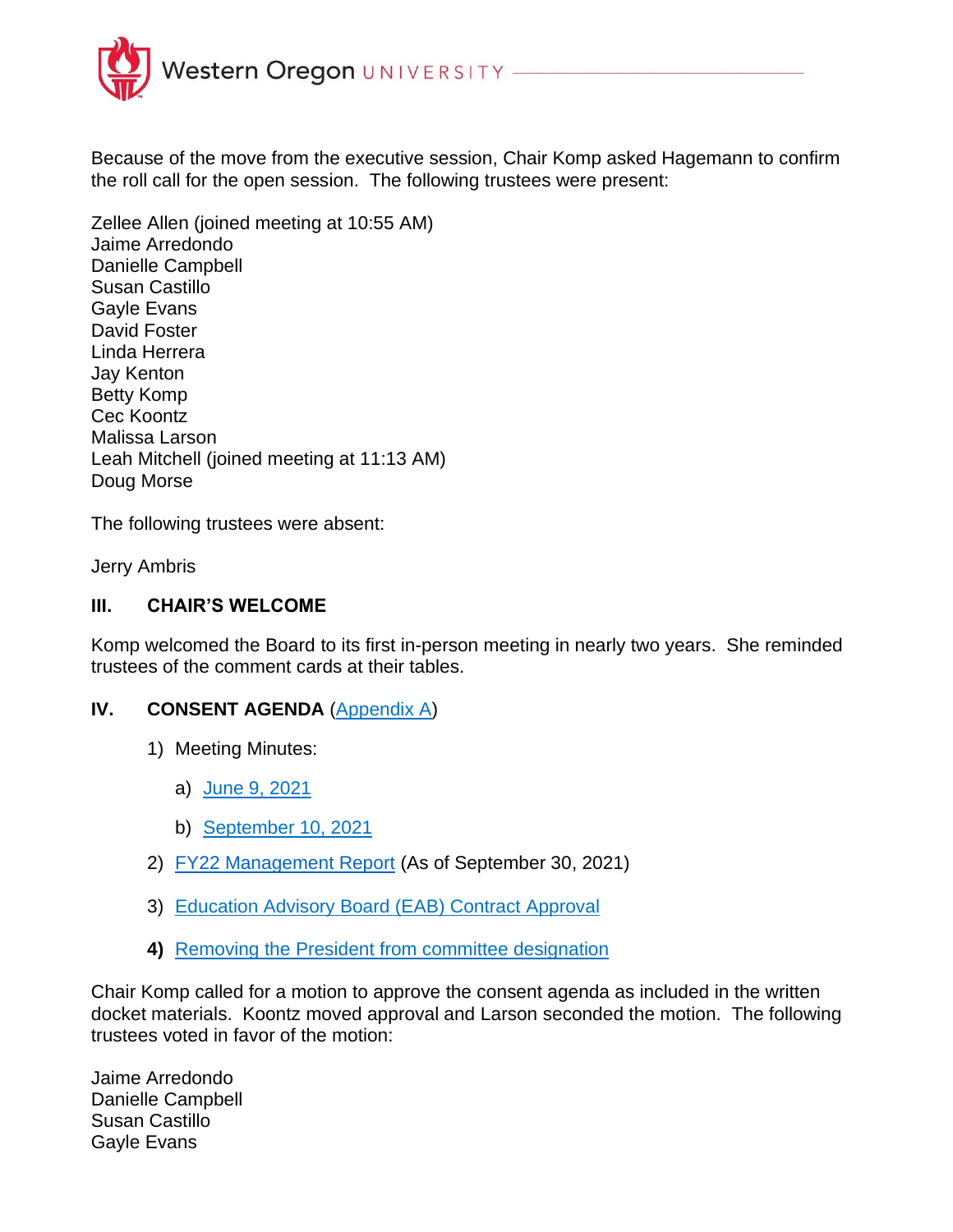Because of the move from the executive session, Chair Komp asked Hagemann to confirm the roll call for the open session. The following trustees were present:

Zellee Allen (joined meeting at 10:55 AM)
Jaime Arredondo
Danielle Campbell
Susan Castillo
Gayle Evans
David Foster
Linda Herrera
Jay Kenton
Betty Komp
Cec Koontz
Malissa Larson
Leah Mitchell (joined meeting at 11:13 AM)
Doug Morse

The following trustees were absent:

Jerry Ambris

## III. CHAIR'S WELCOME

Komp welcomed the Board to its first in-person meeting in nearly two years. She reminded trustees of the comment cards at their tables.

## IV. CONSENT AGENDA (Appendix A)

1) Meeting Minutes:
   a) June 9, 2021
   b) September 10, 2021
2) FY22 Management Report (As of September 30, 2021)
3) Education Advisory Board (EAB) Contract Approval
4) Removing the President from committee designation

Chair Komp called for a motion to approve the consent agenda as included in the written docket materials. Koontz moved approval and Larson seconded the motion. The following trustees voted in favor of the motion:

Jaime Arredondo
Danielle Campbell
Susan Castillo
Gayle Evans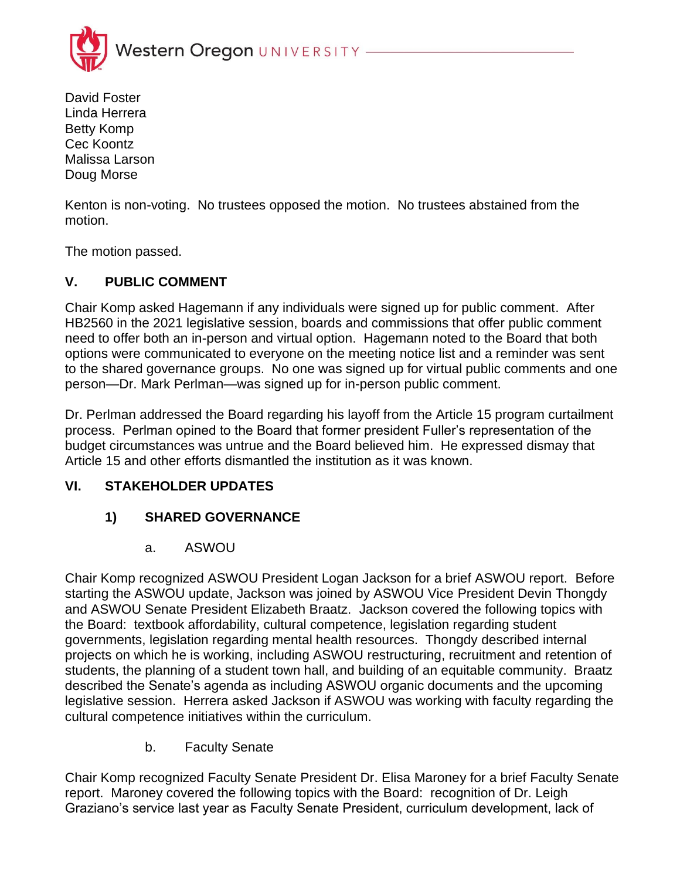David Foster
Linda Herrera
Betty Komp
Cec Koontz
Malissa Larson
Doug Morse

Kenton is non-voting. No trustees opposed the motion. No trustees abstained from the motion.

The motion passed.

## V. PUBLIC COMMENT

Chair Komp asked Hagemann if any individuals were signed up for public comment. After HB2560 in the 2021 legislative session, boards and commissions that offer public comment need to offer both an in-person and virtual option. Hagemann noted to the Board that both options were communicated to everyone on the meeting notice list and a reminder was sent to the shared governance groups. No one was signed up for virtual public comments and one person—Dr. Mark Perlman—was signed up for in-person public comment.

Dr. Perlman addressed the Board regarding his layoff from the Article 15 program curtailment process. Perlman opined to the Board that former president Fuller's representation of the budget circumstances was untrue and the Board believed him. He expressed dismay that Article 15 and other efforts dismantled the institution as it was known.

## VI. STAKEHOLDER UPDATES

### 1) SHARED GOVERNANCE

a. ASWOU

Chair Komp recognized ASWOU President Logan Jackson for a brief ASWOU report. Before starting the ASWOU update, Jackson was joined by ASWOU Vice President Devin Thongdy and ASWOU Senate President Elizabeth Braatz. Jackson covered the following topics with the Board: textbook affordability, cultural competence, legislation regarding student governments, legislation regarding mental health resources. Thongdy described internal projects on which he is working, including ASWOU restructuring, recruitment and retention of students, the planning of a student town hall, and building of an equitable community. Braatz described the Senate's agenda as including ASWOU organic documents and the upcoming legislative session. Herrera asked Jackson if ASWOU was working with faculty regarding the cultural competence initiatives within the curriculum.

b. Faculty Senate

Chair Komp recognized Faculty Senate President Dr. Elisa Maroney for a brief Faculty Senate report. Maroney covered the following topics with the Board: recognition of Dr. Leigh Graziano's service last year as Faculty Senate President, curriculum development, lack of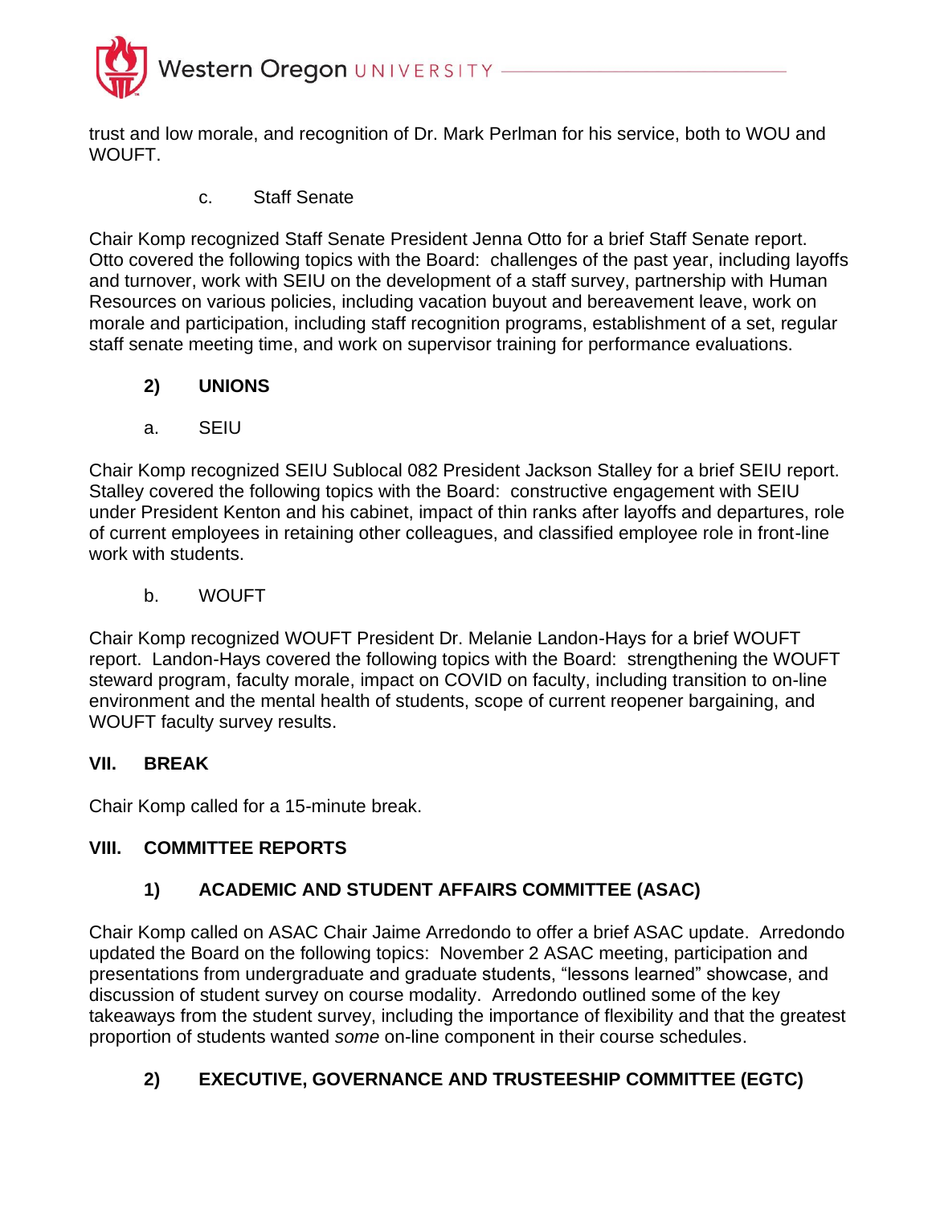trust and low morale, and recognition of Dr. Mark Perlman for his service, both to WOU and WOUFT.

c. Staff Senate

Chair Komp recognized Staff Senate President Jenna Otto for a brief Staff Senate report. Otto covered the following topics with the Board: challenges of the past year, including layoffs and turnover, work with SEIU on the development of a staff survey, partnership with Human Resources on various policies, including vacation buyout and bereavement leave, work on morale and participation, including staff recognition programs, establishment of a set, regular staff senate meeting time, and work on supervisor training for performance evaluations.

### 2) UNIONS

a. SEIU

Chair Komp recognized SEIU Sublocal 082 President Jackson Stalley for a brief SEIU report. Stalley covered the following topics with the Board: constructive engagement with SEIU under President Kenton and his cabinet, impact of thin ranks after layoffs and departures, role of current employees in retaining other colleagues, and classified employee role in front-line work with students.

b. WOUFT

Chair Komp recognized WOUFT President Dr. Melanie Landon-Hays for a brief WOUFT report. Landon-Hays covered the following topics with the Board: strengthening the WOUFT steward program, faculty morale, impact on COVID on faculty, including transition to on-line environment and the mental health of students, scope of current reopener bargaining, and WOUFT faculty survey results.

## VII. BREAK

Chair Komp called for a 15-minute break.

## VIII. COMMITTEE REPORTS

### 1) ACADEMIC AND STUDENT AFFAIRS COMMITTEE (ASAC)

Chair Komp called on ASAC Chair Jaime Arredondo to offer a brief ASAC update. Arredondo updated the Board on the following topics: November 2 ASAC meeting, participation and presentations from undergraduate and graduate students, "lessons learned" showcase, and discussion of student survey on course modality. Arredondo outlined some of the key takeaways from the student survey, including the importance of flexibility and that the greatest proportion of students wanted *some* on-line component in their course schedules.

### 2) EXECUTIVE, GOVERNANCE AND TRUSTEESHIP COMMITTEE (EGTC)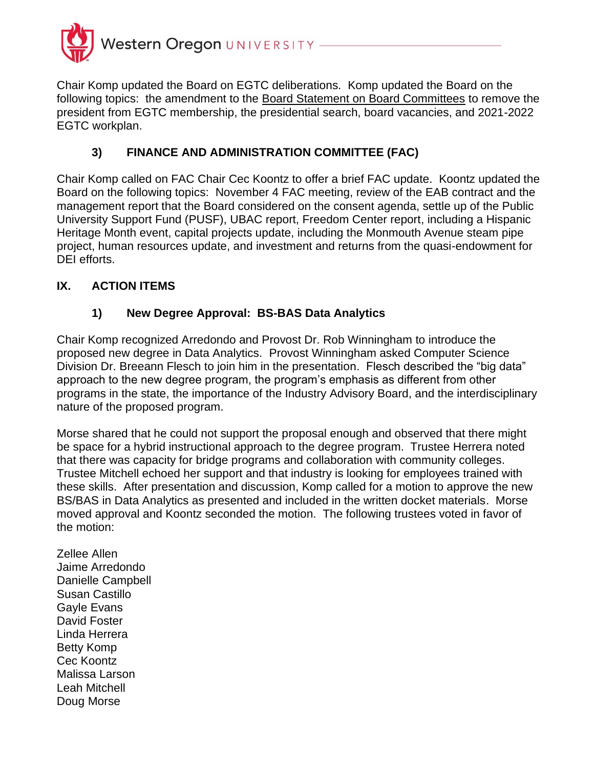Chair Komp updated the Board on EGTC deliberations. Komp updated the Board on the following topics: the amendment to the Board Statement on Board Committees to remove the president from EGTC membership, the presidential search, board vacancies, and 2021-2022 EGTC workplan.

### 3) FINANCE AND ADMINISTRATION COMMITTEE (FAC)

Chair Komp called on FAC Chair Cec Koontz to offer a brief FAC update. Koontz updated the Board on the following topics: November 4 FAC meeting, review of the EAB contract and the management report that the Board considered on the consent agenda, settle up of the Public University Support Fund (PUSF), UBAC report, Freedom Center report, including a Hispanic Heritage Month event, capital projects update, including the Monmouth Avenue steam pipe project, human resources update, and investment and returns from the quasi-endowment for DEI efforts.

## IX. ACTION ITEMS

### 1) New Degree Approval: BS-BAS Data Analytics

Chair Komp recognized Arredondo and Provost Dr. Rob Winningham to introduce the proposed new degree in Data Analytics. Provost Winningham asked Computer Science Division Dr. Breeann Flesch to join him in the presentation. Flesch described the "big data" approach to the new degree program, the program's emphasis as different from other programs in the state, the importance of the Industry Advisory Board, and the interdisciplinary nature of the proposed program.

Morse shared that he could not support the proposal enough and observed that there might be space for a hybrid instructional approach to the degree program. Trustee Herrera noted that there was capacity for bridge programs and collaboration with community colleges. Trustee Mitchell echoed her support and that industry is looking for employees trained with these skills. After presentation and discussion, Komp called for a motion to approve the new BS/BAS in Data Analytics as presented and included in the written docket materials. Morse moved approval and Koontz seconded the motion. The following trustees voted in favor of the motion:

Zellee Allen  
Jaime Arredondo  
Danielle Campbell  
Susan Castillo  
Gayle Evans  
David Foster  
Linda Herrera  
Betty Komp  
Cec Koontz  
Malissa Larson  
Leah Mitchell  
Doug Morse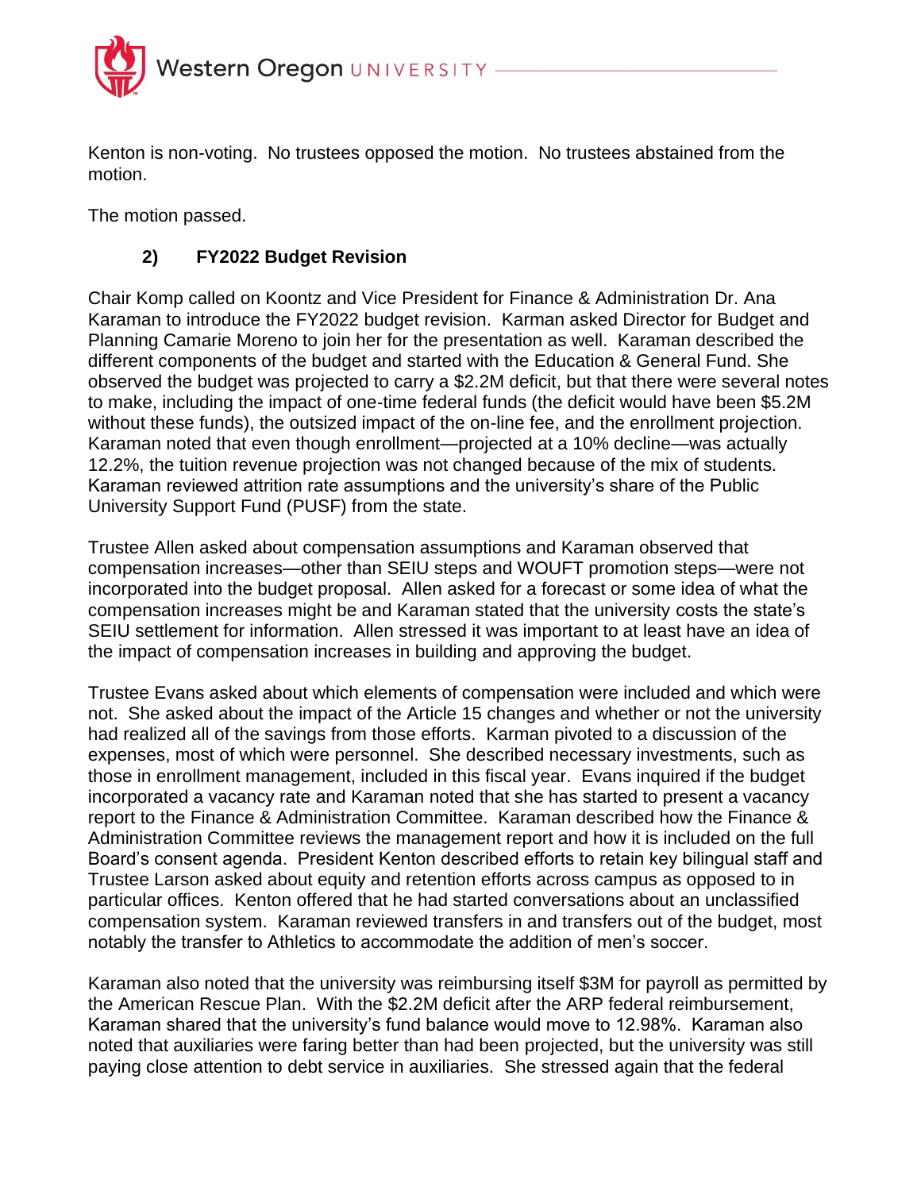Kenton is non-voting. No trustees opposed the motion. No trustees abstained from the motion.

The motion passed.

### 2) FY2022 Budget Revision

Chair Komp called on Koontz and Vice President for Finance & Administration Dr. Ana Karaman to introduce the FY2022 budget revision. Karman asked Director for Budget and Planning Camarie Moreno to join her for the presentation as well. Karaman described the different components of the budget and started with the Education & General Fund. She observed the budget was projected to carry a $2.2M deficit, but that there were several notes to make, including the impact of one-time federal funds (the deficit would have been $5.2M without these funds), the outsized impact of the on-line fee, and the enrollment projection. Karaman noted that even though enrollment—projected at a 10% decline—was actually 12.2%, the tuition revenue projection was not changed because of the mix of students. Karaman reviewed attrition rate assumptions and the university's share of the Public University Support Fund (PUSF) from the state.

Trustee Allen asked about compensation assumptions and Karaman observed that compensation increases—other than SEIU steps and WOUFT promotion steps—were not incorporated into the budget proposal. Allen asked for a forecast or some idea of what the compensation increases might be and Karaman stated that the university costs the state's SEIU settlement for information. Allen stressed it was important to at least have an idea of the impact of compensation increases in building and approving the budget.

Trustee Evans asked about which elements of compensation were included and which were not. She asked about the impact of the Article 15 changes and whether or not the university had realized all of the savings from those efforts. Karman pivoted to a discussion of the expenses, most of which were personnel. She described necessary investments, such as those in enrollment management, included in this fiscal year. Evans inquired if the budget incorporated a vacancy rate and Karaman noted that she has started to present a vacancy report to the Finance & Administration Committee. Karaman described how the Finance & Administration Committee reviews the management report and how it is included on the full Board's consent agenda. President Kenton described efforts to retain key bilingual staff and Trustee Larson asked about equity and retention efforts across campus as opposed to in particular offices. Kenton offered that he had started conversations about an unclassified compensation system. Karaman reviewed transfers in and transfers out of the budget, most notably the transfer to Athletics to accommodate the addition of men's soccer.

Karaman also noted that the university was reimbursing itself $3M for payroll as permitted by the American Rescue Plan. With the $2.2M deficit after the ARP federal reimbursement, Karaman shared that the university's fund balance would move to 12.98%. Karaman also noted that auxiliaries were faring better than had been projected, but the university was still paying close attention to debt service in auxiliaries. She stressed again that the federal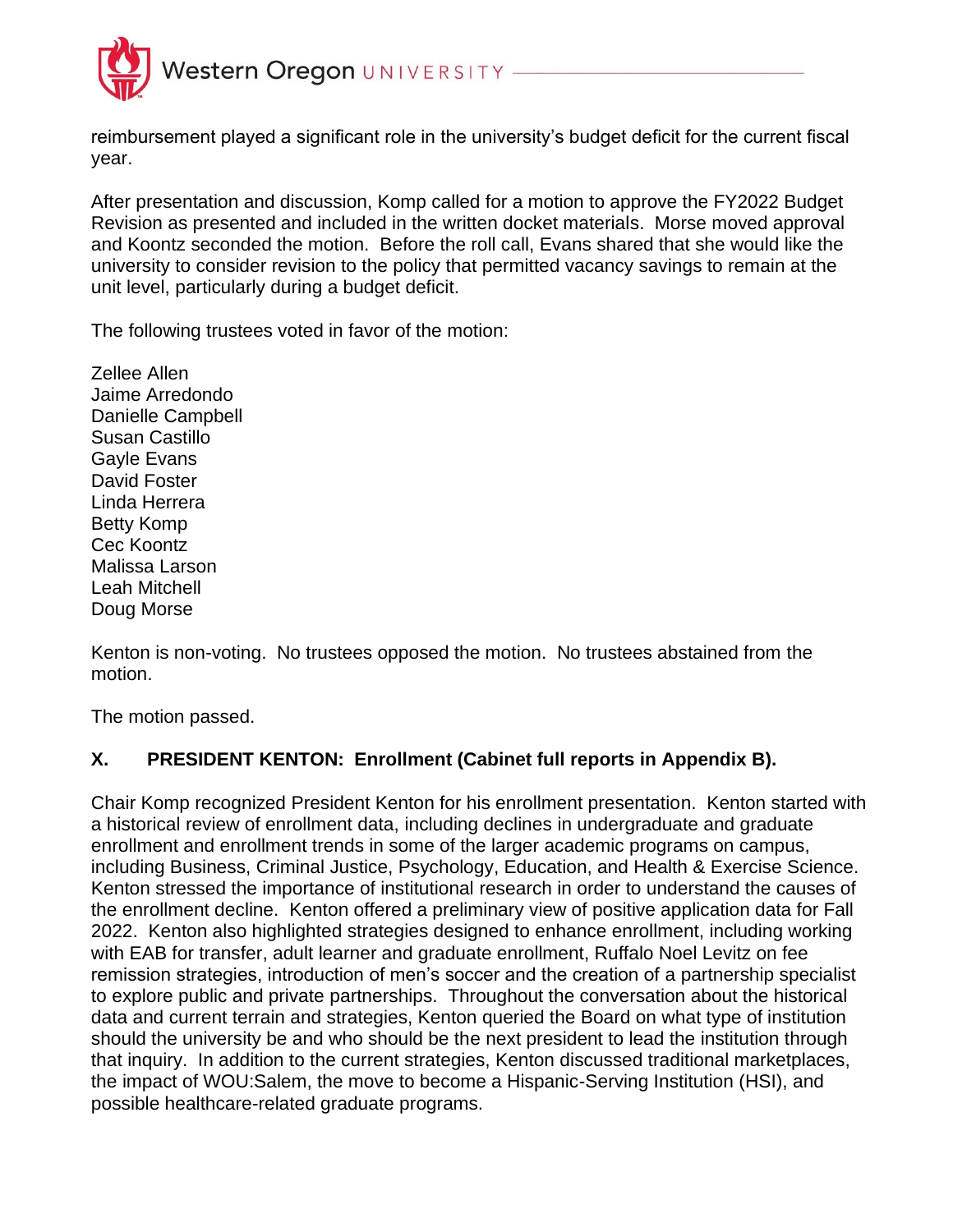reimbursement played a significant role in the university's budget deficit for the current fiscal year.

After presentation and discussion, Komp called for a motion to approve the FY2022 Budget Revision as presented and included in the written docket materials. Morse moved approval and Koontz seconded the motion. Before the roll call, Evans shared that she would like the university to consider revision to the policy that permitted vacancy savings to remain at the unit level, particularly during a budget deficit.

The following trustees voted in favor of the motion:

Zellee Allen
Jaime Arredondo
Danielle Campbell
Susan Castillo
Gayle Evans
David Foster
Linda Herrera
Betty Komp
Cec Koontz
Malissa Larson
Leah Mitchell
Doug Morse

Kenton is non-voting. No trustees opposed the motion. No trustees abstained from the motion.

The motion passed.

## X. PRESIDENT KENTON: Enrollment (Cabinet full reports in Appendix B).

Chair Komp recognized President Kenton for his enrollment presentation. Kenton started with a historical review of enrollment data, including declines in undergraduate and graduate enrollment and enrollment trends in some of the larger academic programs on campus, including Business, Criminal Justice, Psychology, Education, and Health & Exercise Science. Kenton stressed the importance of institutional research in order to understand the causes of the enrollment decline. Kenton offered a preliminary view of positive application data for Fall 2022. Kenton also highlighted strategies designed to enhance enrollment, including working with EAB for transfer, adult learner and graduate enrollment, Ruffalo Noel Levitz on fee remission strategies, introduction of men's soccer and the creation of a partnership specialist to explore public and private partnerships. Throughout the conversation about the historical data and current terrain and strategies, Kenton queried the Board on what type of institution should the university be and who should be the next president to lead the institution through that inquiry. In addition to the current strategies, Kenton discussed traditional marketplaces, the impact of WOU:Salem, the move to become a Hispanic-Serving Institution (HSI), and possible healthcare-related graduate programs.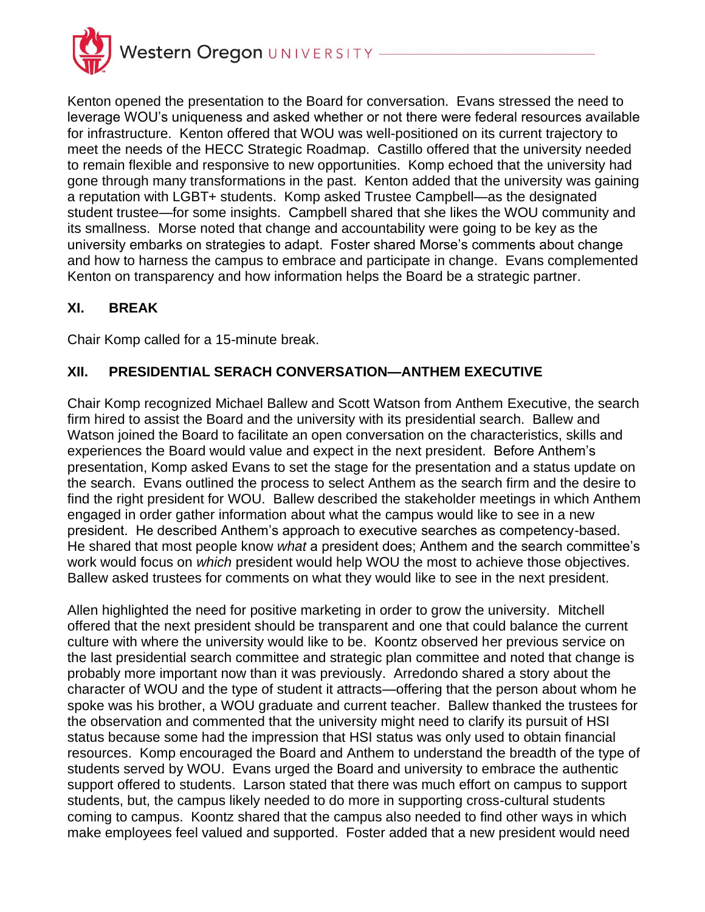Kenton opened the presentation to the Board for conversation. Evans stressed the need to leverage WOU's uniqueness and asked whether or not there were federal resources available for infrastructure. Kenton offered that WOU was well-positioned on its current trajectory to meet the needs of the HECC Strategic Roadmap. Castillo offered that the university needed to remain flexible and responsive to new opportunities. Komp echoed that the university had gone through many transformations in the past. Kenton added that the university was gaining a reputation with LGBT+ students. Komp asked Trustee Campbell—as the designated student trustee—for some insights. Campbell shared that she likes the WOU community and its smallness. Morse noted that change and accountability were going to be key as the university embarks on strategies to adapt. Foster shared Morse's comments about change and how to harness the campus to embrace and participate in change. Evans complemented Kenton on transparency and how information helps the Board be a strategic partner.

## XI. BREAK

Chair Komp called for a 15-minute break.

## XII. PRESIDENTIAL SERACH CONVERSATION—ANTHEM EXECUTIVE

Chair Komp recognized Michael Ballew and Scott Watson from Anthem Executive, the search firm hired to assist the Board and the university with its presidential search. Ballew and Watson joined the Board to facilitate an open conversation on the characteristics, skills and experiences the Board would value and expect in the next president. Before Anthem's presentation, Komp asked Evans to set the stage for the presentation and a status update on the search. Evans outlined the process to select Anthem as the search firm and the desire to find the right president for WOU. Ballew described the stakeholder meetings in which Anthem engaged in order gather information about what the campus would like to see in a new president. He described Anthem's approach to executive searches as competency-based. He shared that most people know *what* a president does; Anthem and the search committee's work would focus on *which* president would help WOU the most to achieve those objectives. Ballew asked trustees for comments on what they would like to see in the next president.

Allen highlighted the need for positive marketing in order to grow the university. Mitchell offered that the next president should be transparent and one that could balance the current culture with where the university would like to be. Koontz observed her previous service on the last presidential search committee and strategic plan committee and noted that change is probably more important now than it was previously. Arredondo shared a story about the character of WOU and the type of student it attracts—offering that the person about whom he spoke was his brother, a WOU graduate and current teacher. Ballew thanked the trustees for the observation and commented that the university might need to clarify its pursuit of HSI status because some had the impression that HSI status was only used to obtain financial resources. Komp encouraged the Board and Anthem to understand the breadth of the type of students served by WOU. Evans urged the Board and university to embrace the authentic support offered to students. Larson stated that there was much effort on campus to support students, but, the campus likely needed to do more in supporting cross-cultural students coming to campus. Koontz shared that the campus also needed to find other ways in which make employees feel valued and supported. Foster added that a new president would need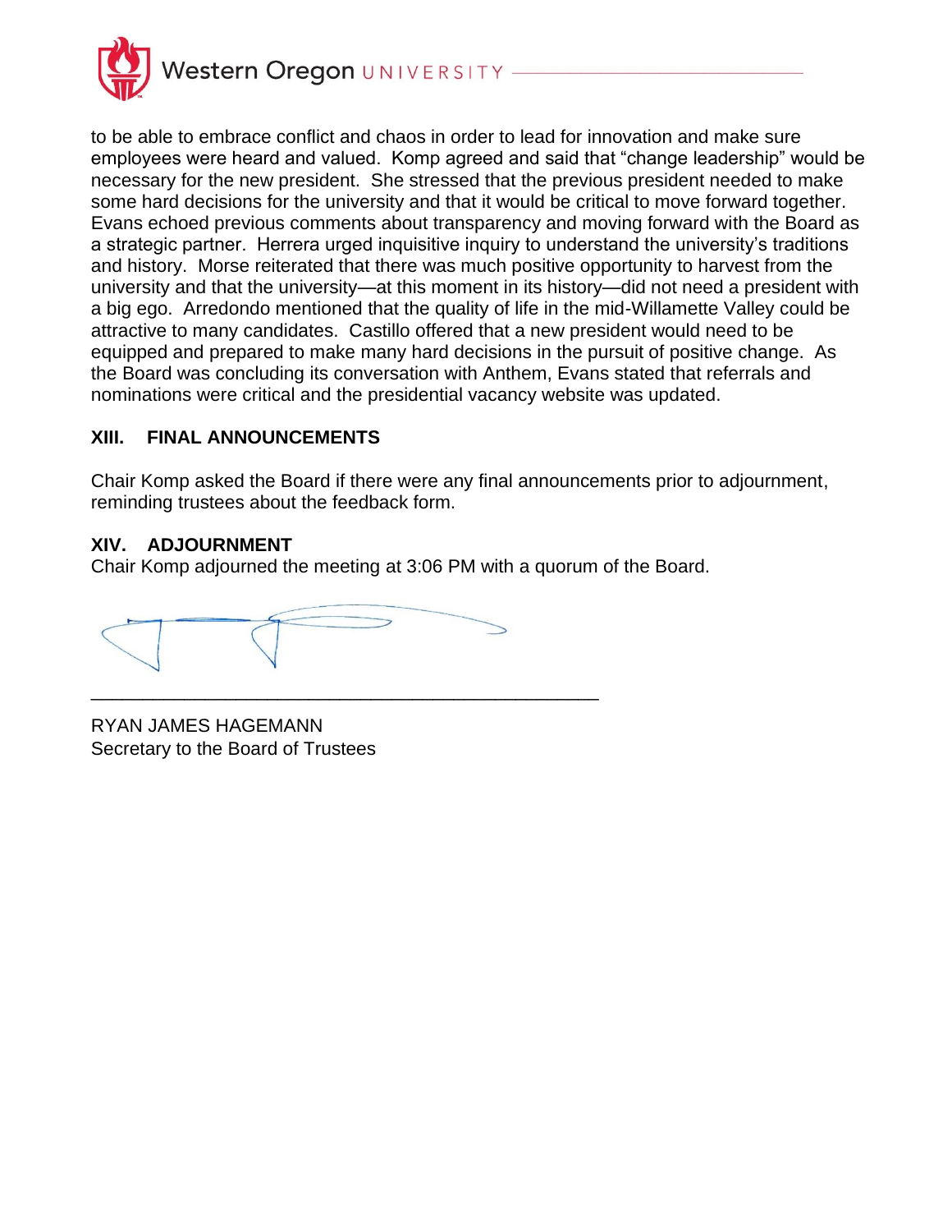to be able to embrace conflict and chaos in order to lead for innovation and make sure employees were heard and valued. Komp agreed and said that "change leadership" would be necessary for the new president. She stressed that the previous president needed to make some hard decisions for the university and that it would be critical to move forward together. Evans echoed previous comments about transparency and moving forward with the Board as a strategic partner. Herrera urged inquisitive inquiry to understand the university's traditions and history. Morse reiterated that there was much positive opportunity to harvest from the university and that the university—at this moment in its history—did not need a president with a big ego. Arredondo mentioned that the quality of life in the mid-Willamette Valley could be attractive to many candidates. Castillo offered that a new president would need to be equipped and prepared to make many hard decisions in the pursuit of positive change. As the Board was concluding its conversation with Anthem, Evans stated that referrals and nominations were critical and the presidential vacancy website was updated.

## XIII. FINAL ANNOUNCEMENTS

Chair Komp asked the Board if there were any final announcements prior to adjournment, reminding trustees about the feedback form.

## XIV. ADJOURNMENT

Chair Komp adjourned the meeting at 3:06 PM with a quorum of the Board.

\_\_\_\_\_\_\_\_\_\_\_\_\_\_\_\_\_\_\_\_\_\_\_\_\_\_\_\_\_\_\_\_\_\_\_\_\_\_\_\_\_\_\_\_\_\_\_\_\_\_

RYAN JAMES HAGEMANN
Secretary to the Board of Trustees